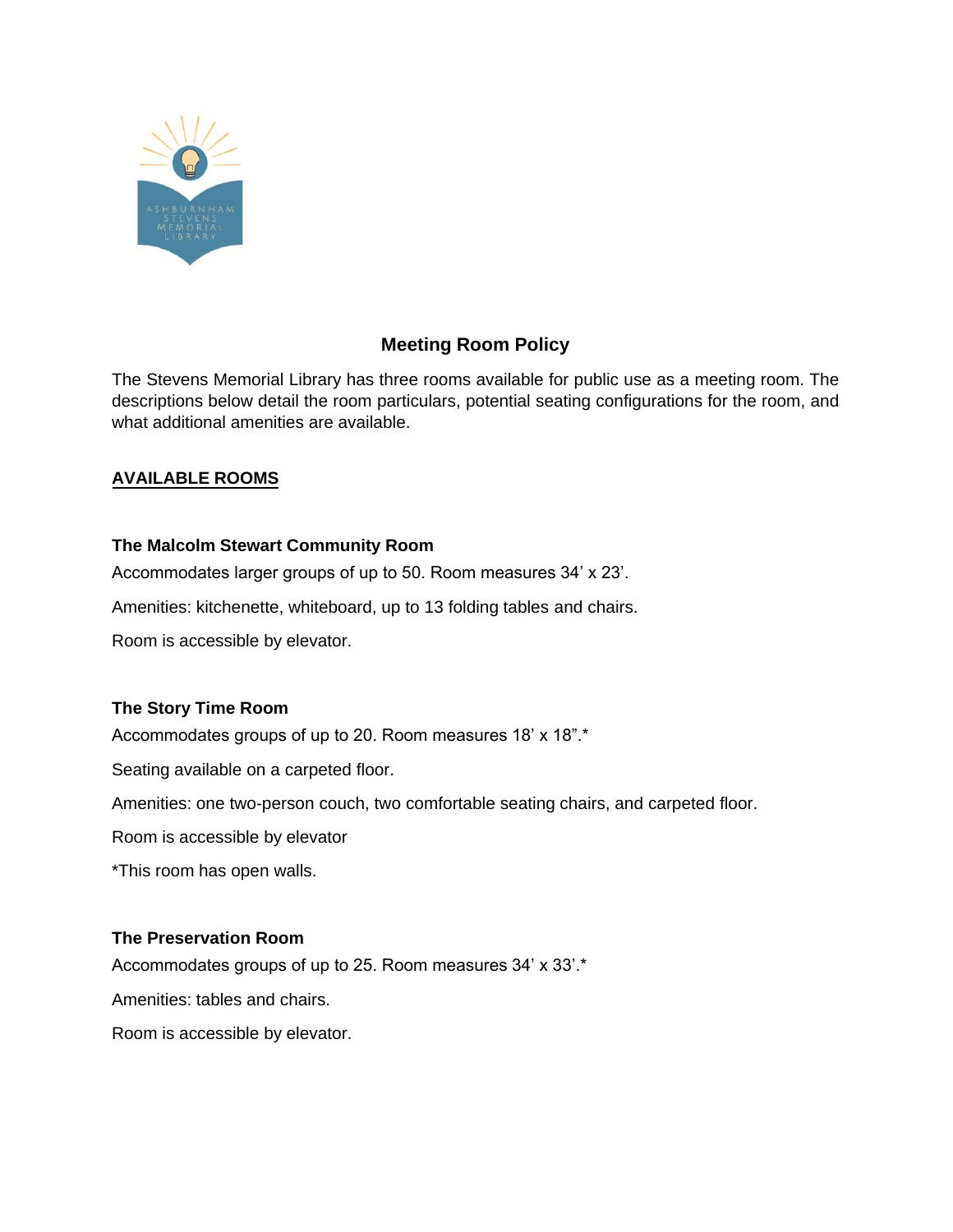# Meeting Room Policy

The Stevens Memorial Library has three rooms available for public use as a meeting room. The descriptions below detail the room particulars, potential seating configurations for the room, and what additional amenities are available.

## AVAILABLE ROOMS

### The Malcolm Stewart Community Room

Accommodates larger groups of up to 50. Room measures 34' x 23'.

Amenities: kitchenette, whiteboard, up to 13 folding tables and chairs.

Room is accessible by elevator.

### The Story Time Room

Accommodates groups of up to 20. Room measures 18' x 18".*

Seating available on a carpeted floor.

Amenities: one two-person couch, two comfortable seating chairs, and carpeted floor.

Room is accessible by elevator

*This room has open walls.

### The Preservation Room

Accommodates groups of up to 25. Room measures 34' x 33'.*

Amenities: tables and chairs.

Room is accessible by elevator.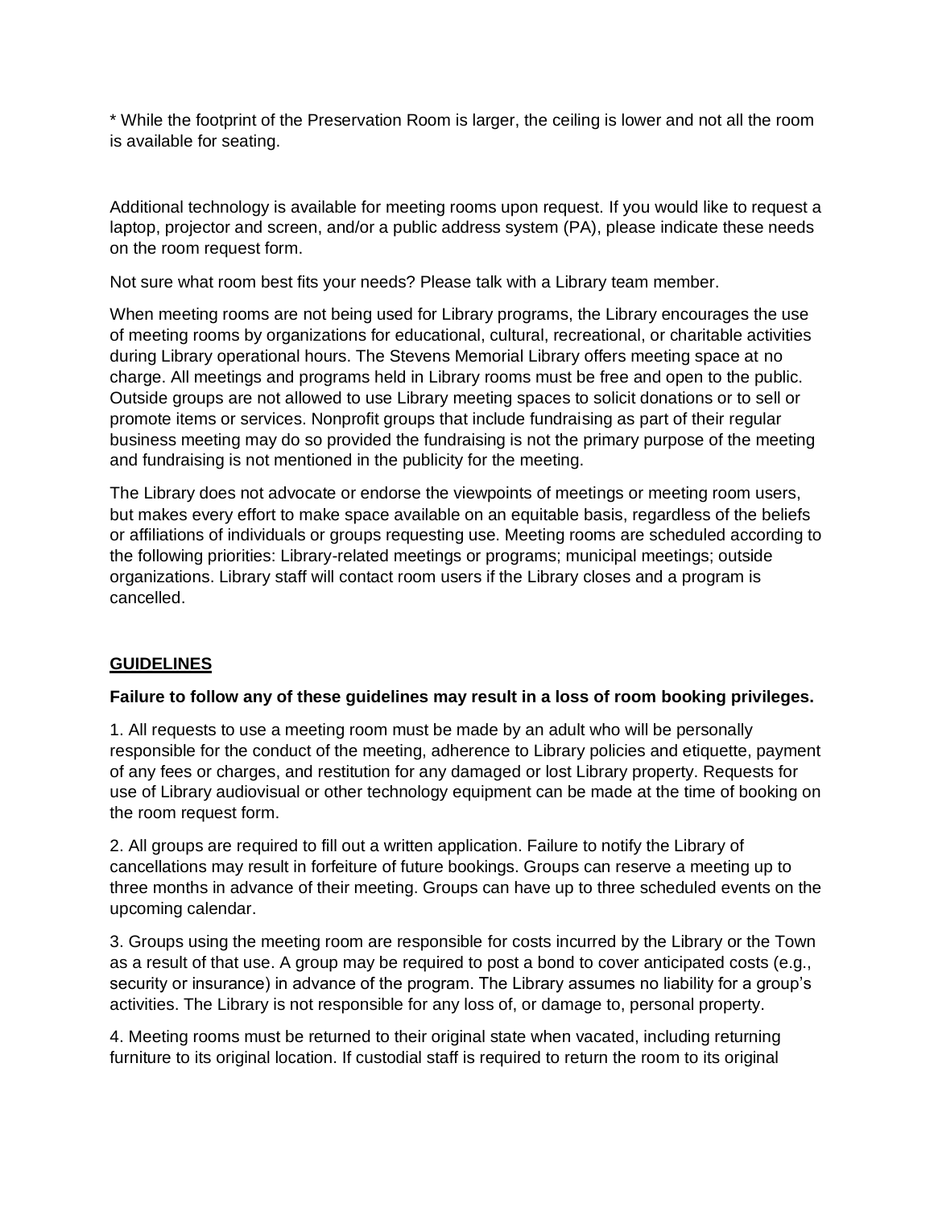* While the footprint of the Preservation Room is larger, the ceiling is lower and not all the room is available for seating.

Additional technology is available for meeting rooms upon request. If you would like to request a laptop, projector and screen, and/or a public address system (PA), please indicate these needs on the room request form.

Not sure what room best fits your needs? Please talk with a Library team member.

When meeting rooms are not being used for Library programs, the Library encourages the use of meeting rooms by organizations for educational, cultural, recreational, or charitable activities during Library operational hours. The Stevens Memorial Library offers meeting space at no charge. All meetings and programs held in Library rooms must be free and open to the public. Outside groups are not allowed to use Library meeting spaces to solicit donations or to sell or promote items or services. Nonprofit groups that include fundraising as part of their regular business meeting may do so provided the fundraising is not the primary purpose of the meeting and fundraising is not mentioned in the publicity for the meeting.

The Library does not advocate or endorse the viewpoints of meetings or meeting room users, but makes every effort to make space available on an equitable basis, regardless of the beliefs or affiliations of individuals or groups requesting use. Meeting rooms are scheduled according to the following priorities: Library-related meetings or programs; municipal meetings; outside organizations. Library staff will contact room users if the Library closes and a program is cancelled.

## GUIDELINES

**Failure to follow any of these guidelines may result in a loss of room booking privileges.**

1. All requests to use a meeting room must be made by an adult who will be personally responsible for the conduct of the meeting, adherence to Library policies and etiquette, payment of any fees or charges, and restitution for any damaged or lost Library property. Requests for use of Library audiovisual or other technology equipment can be made at the time of booking on the room request form.

2. All groups are required to fill out a written application. Failure to notify the Library of cancellations may result in forfeiture of future bookings. Groups can reserve a meeting up to three months in advance of their meeting. Groups can have up to three scheduled events on the upcoming calendar.

3. Groups using the meeting room are responsible for costs incurred by the Library or the Town as a result of that use. A group may be required to post a bond to cover anticipated costs (e.g., security or insurance) in advance of the program. The Library assumes no liability for a group's activities. The Library is not responsible for any loss of, or damage to, personal property.

4. Meeting rooms must be returned to their original state when vacated, including returning furniture to its original location. If custodial staff is required to return the room to its original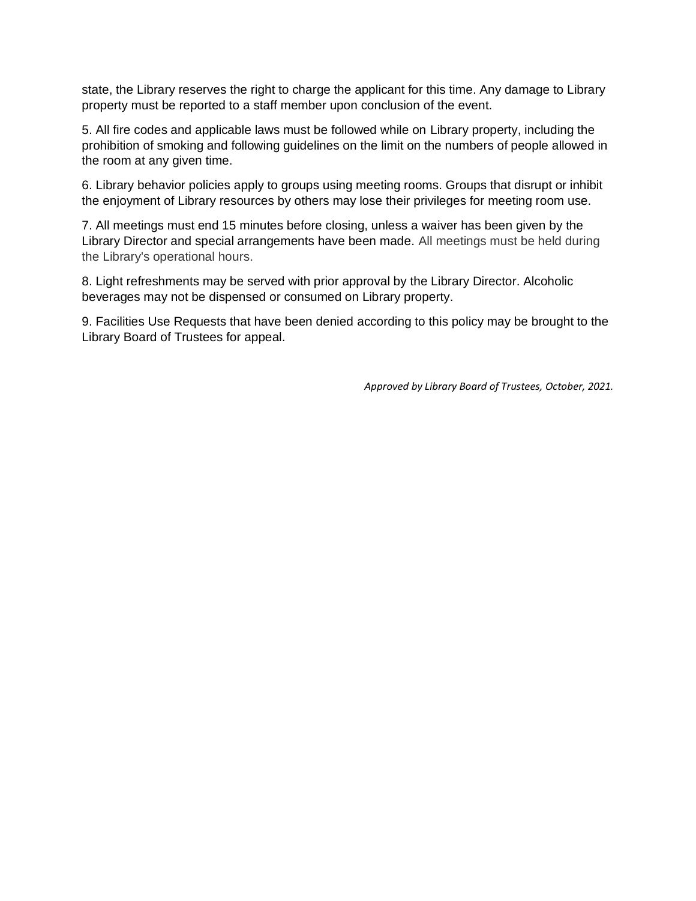state, the Library reserves the right to charge the applicant for this time. Any damage to Library property must be reported to a staff member upon conclusion of the event.

5. All fire codes and applicable laws must be followed while on Library property, including the prohibition of smoking and following guidelines on the limit on the numbers of people allowed in the room at any given time.

6. Library behavior policies apply to groups using meeting rooms. Groups that disrupt or inhibit the enjoyment of Library resources by others may lose their privileges for meeting room use.

7. All meetings must end 15 minutes before closing, unless a waiver has been given by the Library Director and special arrangements have been made. All meetings must be held during the Library's operational hours.

8. Light refreshments may be served with prior approval by the Library Director. Alcoholic beverages may not be dispensed or consumed on Library property.

9. Facilities Use Requests that have been denied according to this policy may be brought to the Library Board of Trustees for appeal.

*Approved by Library Board of Trustees, October, 2021.*